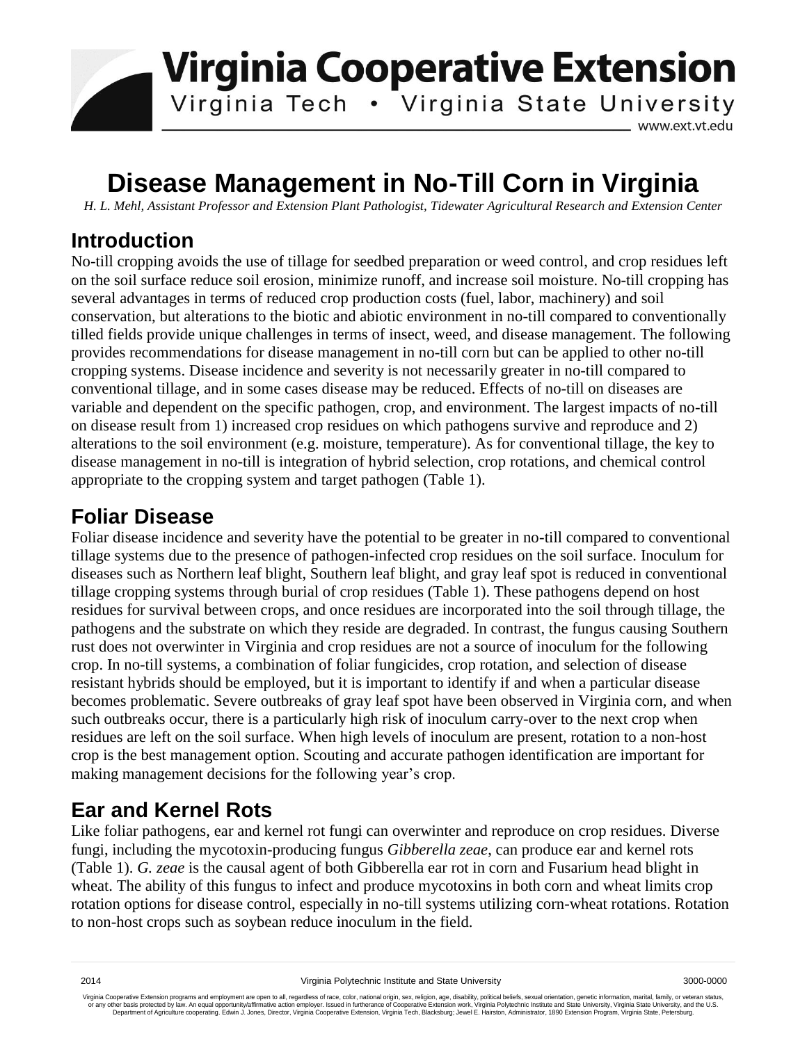# Virginia Cooperative Extension

Virginia Tech • Virginia State University

www.ext.vt.edu

# Disease Management in No-Till Corn in Virginia

*H. L. Mehl, Assistant Professor and Extension Plant Pathologist, Tidewater Agricultural Research and Extension Center*

## Introduction

No-till cropping avoids the use of tillage for seedbed preparation or weed control, and crop residues left on the soil surface reduce soil erosion, minimize runoff, and increase soil moisture. No-till cropping has several advantages in terms of reduced crop production costs (fuel, labor, machinery) and soil conservation, but alterations to the biotic and abiotic environment in no-till compared to conventionally tilled fields provide unique challenges in terms of insect, weed, and disease management. The following provides recommendations for disease management in no-till corn but can be applied to other no-till cropping systems. Disease incidence and severity is not necessarily greater in no-till compared to conventional tillage, and in some cases disease may be reduced. Effects of no-till on diseases are variable and dependent on the specific pathogen, crop, and environment. The largest impacts of no-till on disease result from 1) increased crop residues on which pathogens survive and reproduce and 2) alterations to the soil environment (e.g. moisture, temperature). As for conventional tillage, the key to disease management in no-till is integration of hybrid selection, crop rotations, and chemical control appropriate to the cropping system and target pathogen (Table 1).

## Foliar Disease

Foliar disease incidence and severity have the potential to be greater in no-till compared to conventional tillage systems due to the presence of pathogen-infected crop residues on the soil surface. Inoculum for diseases such as Northern leaf blight, Southern leaf blight, and gray leaf spot is reduced in conventional tillage cropping systems through burial of crop residues (Table 1). These pathogens depend on host residues for survival between crops, and once residues are incorporated into the soil through tillage, the pathogens and the substrate on which they reside are degraded. In contrast, the fungus causing Southern rust does not overwinter in Virginia and crop residues are not a source of inoculum for the following crop. In no-till systems, a combination of foliar fungicides, crop rotation, and selection of disease resistant hybrids should be employed, but it is important to identify if and when a particular disease becomes problematic. Severe outbreaks of gray leaf spot have been observed in Virginia corn, and when such outbreaks occur, there is a particularly high risk of inoculum carry-over to the next crop when residues are left on the soil surface. When high levels of inoculum are present, rotation to a non-host crop is the best management option. Scouting and accurate pathogen identification are important for making management decisions for the following year's crop.

## Ear and Kernel Rots

Like foliar pathogens, ear and kernel rot fungi can overwinter and reproduce on crop residues. Diverse fungi, including the mycotoxin-producing fungus *Gibberella zeae*, can produce ear and kernel rots (Table 1). *G. zeae* is the causal agent of both Gibberella ear rot in corn and Fusarium head blight in wheat. The ability of this fungus to infect and produce mycotoxins in both corn and wheat limits crop rotation options for disease control, especially in no-till systems utilizing corn-wheat rotations. Rotation to non-host crops such as soybean reduce inoculum in the field.

2014 Virginia Polytechnic Institute and State University 3000-0000

Virginia Cooperative Extension programs and employment are open to all, regardless of race, color, national origin, sex, religion, age, disability, political beliefs, sexual orientation, genetic information, marital, family, or veteran status, or any other basis protected by law. An equal opportunity/affirmative action employer. Issued in furtherance of Cooperative Extension work, Virginia Polytechnic Institute and State University, Virginia State University, and the U.S. Department of Agriculture cooperating. Edwin J. Jones, Director, Virginia Cooperative Extension, Virginia Tech, Blacksburg; Jewel E. Hairston, Administrator, 1890 Extension Program, Virginia State, Petersburg.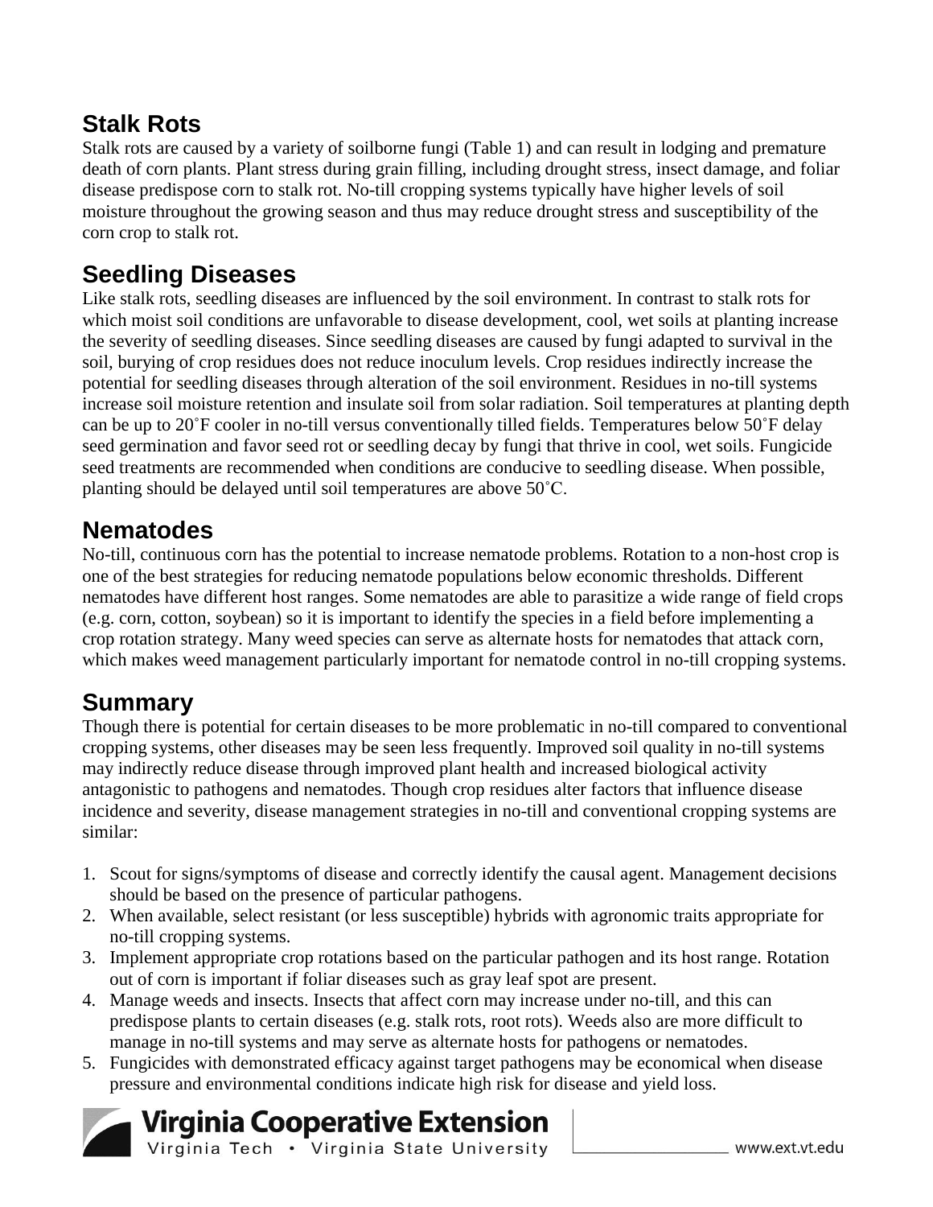## Stalk Rots

Stalk rots are caused by a variety of soilborne fungi (Table 1) and can result in lodging and premature death of corn plants. Plant stress during grain filling, including drought stress, insect damage, and foliar disease predispose corn to stalk rot. No-till cropping systems typically have higher levels of soil moisture throughout the growing season and thus may reduce drought stress and susceptibility of the corn crop to stalk rot.

## Seedling Diseases

Like stalk rots, seedling diseases are influenced by the soil environment. In contrast to stalk rots for which moist soil conditions are unfavorable to disease development, cool, wet soils at planting increase the severity of seedling diseases. Since seedling diseases are caused by fungi adapted to survival in the soil, burying of crop residues does not reduce inoculum levels. Crop residues indirectly increase the potential for seedling diseases through alteration of the soil environment. Residues in no-till systems increase soil moisture retention and insulate soil from solar radiation. Soil temperatures at planting depth can be up to 20˚F cooler in no-till versus conventionally tilled fields. Temperatures below 50˚F delay seed germination and favor seed rot or seedling decay by fungi that thrive in cool, wet soils. Fungicide seed treatments are recommended when conditions are conducive to seedling disease. When possible, planting should be delayed until soil temperatures are above 50˚C.

## Nematodes

No-till, continuous corn has the potential to increase nematode problems. Rotation to a non-host crop is one of the best strategies for reducing nematode populations below economic thresholds. Different nematodes have different host ranges. Some nematodes are able to parasitize a wide range of field crops (e.g. corn, cotton, soybean) so it is important to identify the species in a field before implementing a crop rotation strategy. Many weed species can serve as alternate hosts for nematodes that attack corn, which makes weed management particularly important for nematode control in no-till cropping systems.

## Summary

Though there is potential for certain diseases to be more problematic in no-till compared to conventional cropping systems, other diseases may be seen less frequently. Improved soil quality in no-till systems may indirectly reduce disease through improved plant health and increased biological activity antagonistic to pathogens and nematodes. Though crop residues alter factors that influence disease incidence and severity, disease management strategies in no-till and conventional cropping systems are similar:

1. Scout for signs/symptoms of disease and correctly identify the causal agent. Management decisions should be based on the presence of particular pathogens.
2. When available, select resistant (or less susceptible) hybrids with agronomic traits appropriate for no-till cropping systems.
3. Implement appropriate crop rotations based on the particular pathogen and its host range. Rotation out of corn is important if foliar diseases such as gray leaf spot are present.
4. Manage weeds and insects. Insects that affect corn may increase under no-till, and this can predispose plants to certain diseases (e.g. stalk rots, root rots). Weeds also are more difficult to manage in no-till systems and may serve as alternate hosts for pathogens or nematodes.
5. Fungicides with demonstrated efficacy against target pathogens may be economical when disease pressure and environmental conditions indicate high risk for disease and yield loss.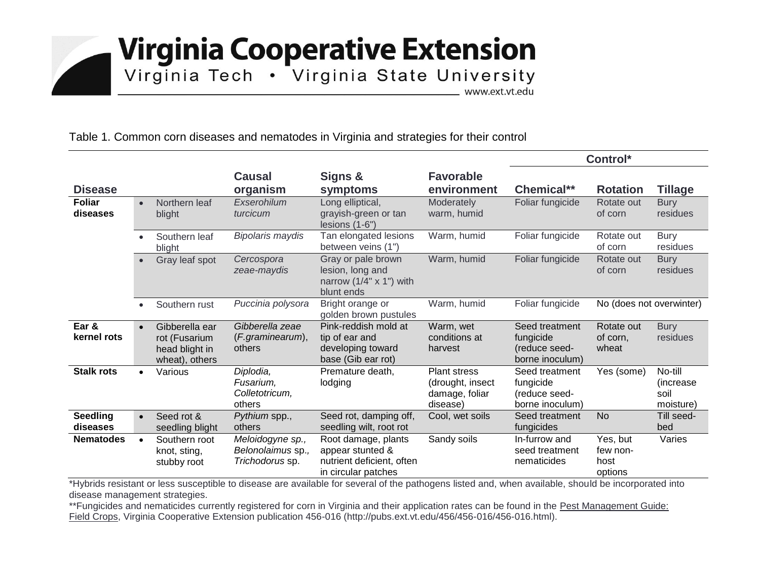Table 1. Common corn diseases and nematodes in Virginia and strategies for their control

| Disease | | Causal organism | Signs & symptoms | Favorable environment | Control* | | |
|---|---|---|---|---|---|---|---|
| | | | | | Chemical** | Rotation | Tillage |
| **Foliar diseases** | • Northern leaf blight | *Exserohilum turcicum* | Long elliptical, grayish-green or tan lesions (1-6") | Moderately warm, humid | Foliar fungicide | Rotate out of corn | Bury residues |
| | • Southern leaf blight | *Bipolaris maydis* | Tan elongated lesions between veins (1") | Warm, humid | Foliar fungicide | Rotate out of corn | Bury residues |
| | • Gray leaf spot | *Cercospora zeae-maydis* | Gray or pale brown lesion, long and narrow (1/4" x 1") with blunt ends | Warm, humid | Foliar fungicide | Rotate out of corn | Bury residues |
| | • Southern rust | *Puccinia polysora* | Bright orange or golden brown pustules | Warm, humid | Foliar fungicide | No (does not overwinter) | |
| **Ear & kernel rots** | • Gibberella ear rot (Fusarium head blight in wheat), others | *Gibberella zeae* (*F.graminearum*), others | Pink-reddish mold at tip of ear and developing toward base (Gib ear rot) | Warm, wet conditions at harvest | Seed treatment fungicide (reduce seed-borne inoculum) | Rotate out of corn, wheat | Bury residues |
| **Stalk rots** | • Various | *Diplodia, Fusarium, Colletotricum,* others | Premature death, lodging | Plant stress (drought, insect damage, foliar disease) | Seed treatment fungicide (reduce seed-borne inoculum) | Yes (some) | No-till (increase soil moisture) |
| **Seedling diseases** | • Seed rot & seedling blight | *Pythium* spp., others | Seed rot, damping off, seedling wilt, root rot | Cool, wet soils | Seed treatment fungicides | No | Till seed-bed |
| **Nematodes** | • Southern root knot, sting, stubby root | *Meloidogyne sp., Belonolaimus* sp., *Trichodorus* sp. | Root damage, plants appear stunted & nutrient deficient, often in circular patches | Sandy soils | In-furrow and seed treatment nematicides | Yes, but few non-host options | Varies |

*Hybrids resistant or less susceptible to disease are available for several of the pathogens listed and, when available, should be incorporated into disease management strategies.

**Fungicides and nematicides currently registered for corn in Virginia and their application rates can be found in the Pest Management Guide: Field Crops, Virginia Cooperative Extension publication 456-016 (http://pubs.ext.vt.edu/456/456-016/456-016.html).